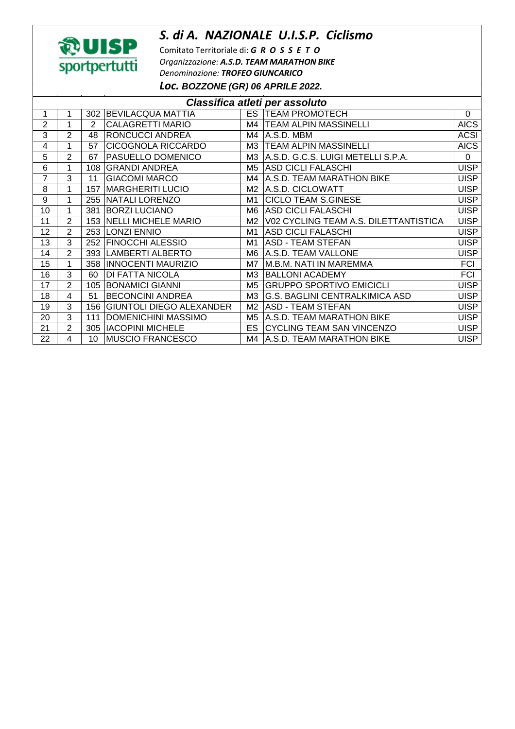UISP sportpertutti

# S. di A. NAZIONALE U.I.S.P. Ciclismo

Comitato Territoriale di: ***G R O S S E T O***

*Organizzazione:* ***A.S.D. TEAM MARATHON BIKE***

*Denominazione:* ***TROFEO GIUNCARICO***

***Loc. BOZZONE (GR) 06 APRILE 2022.***

## Classifica atleti per assoluto

| | | | | | | |
|---|---|---|---|---|---|---|
| 1 | 1 | 302 | BEVILACQUA MATTIA | ES | TEAM PROMOTECH | 0 |
| 2 | 1 | 2 | CALAGRETTI MARIO | M4 | TEAM ALPIN MASSINELLI | AICS |
| 3 | 2 | 48 | RONCUCCI ANDREA | M4 | A.S.D. MBM | ACSI |
| 4 | 1 | 57 | CICOGNOLA RICCARDO | M3 | TEAM ALPIN MASSINELLI | AICS |
| 5 | 2 | 67 | PASUELLO DOMENICO | M3 | A.S.D. G.C.S. LUIGI METELLI S.P.A. | 0 |
| 6 | 1 | 108 | GRANDI ANDREA | M5 | ASD CICLI FALASCHI | UISP |
| 7 | 3 | 11 | GIACOMI MARCO | M4 | A.S.D. TEAM MARATHON BIKE | UISP |
| 8 | 1 | 157 | MARGHERITI LUCIO | M2 | A.S.D. CICLOWATT | UISP |
| 9 | 1 | 255 | NATALI LORENZO | M1 | CICLO TEAM S.GINESE | UISP |
| 10 | 1 | 381 | BORZI LUCIANO | M6 | ASD CICLI FALASCHI | UISP |
| 11 | 2 | 153 | NELLI MICHELE MARIO | M2 | V02 CYCLING TEAM A.S. DILETTANTISTICA | UISP |
| 12 | 2 | 253 | LONZI ENNIO | M1 | ASD CICLI FALASCHI | UISP |
| 13 | 3 | 252 | FINOCCHI ALESSIO | M1 | ASD - TEAM STEFAN | UISP |
| 14 | 2 | 393 | LAMBERTI ALBERTO | M6 | A.S.D. TEAM VALLONE | UISP |
| 15 | 1 | 358 | INNOCENTI MAURIZIO | M7 | M.B.M. NATI IN MAREMMA | FCI |
| 16 | 3 | 60 | DI FATTA NICOLA | M3 | BALLONI ACADEMY | FCI |
| 17 | 2 | 105 | BONAMICI GIANNI | M5 | GRUPPO SPORTIVO EMICICLI | UISP |
| 18 | 4 | 51 | BECONCINI ANDREA | M3 | G.S. BAGLINI CENTRALKIMICA ASD | UISP |
| 19 | 3 | 156 | GIUNTOLI DIEGO ALEXANDER | M2 | ASD - TEAM STEFAN | UISP |
| 20 | 3 | 111 | DOMENICHINI MASSIMO | M5 | A.S.D. TEAM MARATHON BIKE | UISP |
| 21 | 2 | 305 | IACOPINI MICHELE | ES | CYCLING TEAM SAN VINCENZO | UISP |
| 22 | 4 | 10 | MUSCIO FRANCESCO | M4 | A.S.D. TEAM MARATHON BIKE | UISP |